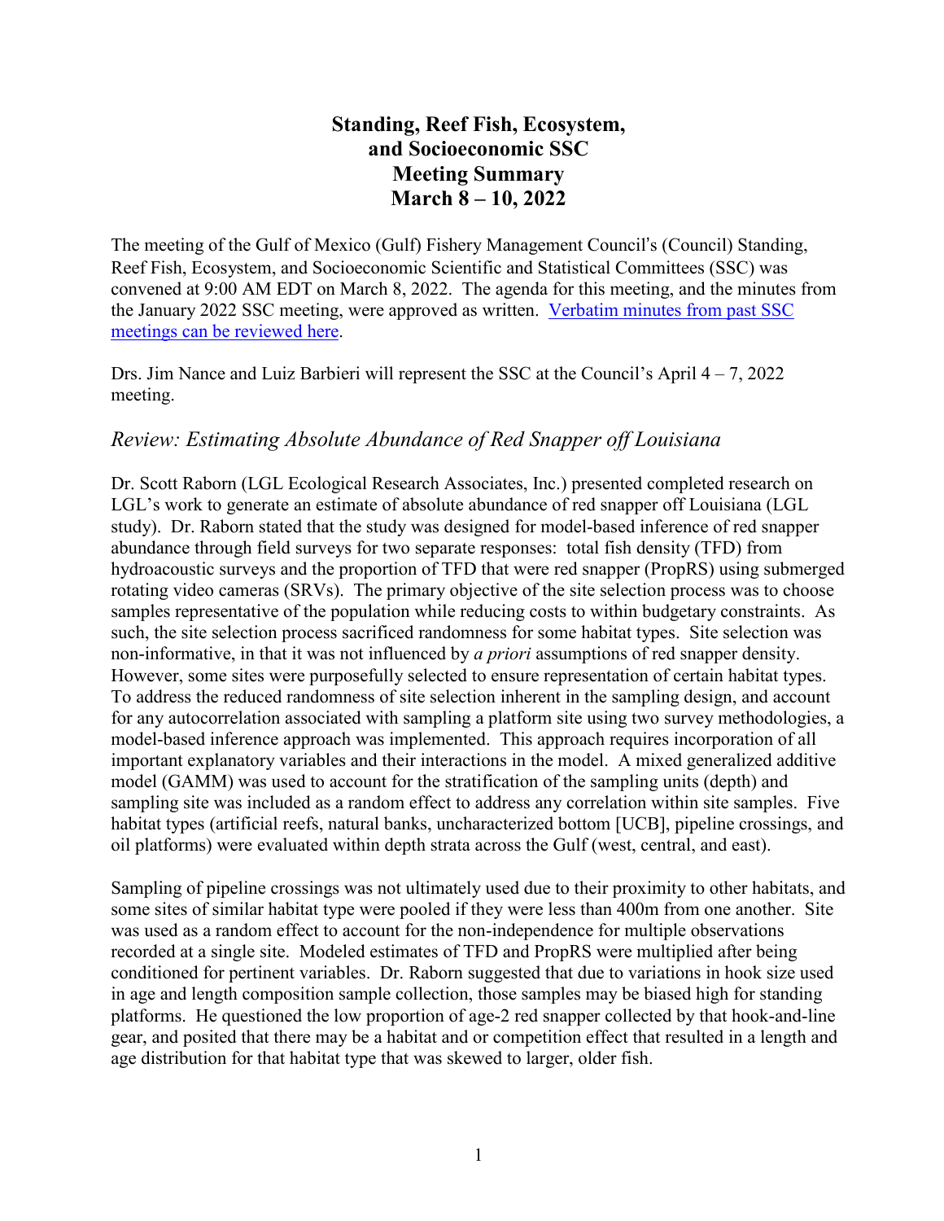# Standing, Reef Fish, Ecosystem, and Socioeconomic SSC Meeting Summary March 8 – 10, 2022

The meeting of the Gulf of Mexico (Gulf) Fishery Management Council's (Council) Standing, Reef Fish, Ecosystem, and Socioeconomic Scientific and Statistical Committees (SSC) was convened at 9:00 AM EDT on March 8, 2022. The agenda for this meeting, and the minutes from the January 2022 SSC meeting, were approved as written. [Verbatim minutes from past SSC meetings can be reviewed here](#).

Drs. Jim Nance and Luiz Barbieri will represent the SSC at the Council's April 4 – 7, 2022 meeting.

## *Review: Estimating Absolute Abundance of Red Snapper off Louisiana*

Dr. Scott Raborn (LGL Ecological Research Associates, Inc.) presented completed research on LGL's work to generate an estimate of absolute abundance of red snapper off Louisiana (LGL study). Dr. Raborn stated that the study was designed for model-based inference of red snapper abundance through field surveys for two separate responses: total fish density (TFD) from hydroacoustic surveys and the proportion of TFD that were red snapper (PropRS) using submerged rotating video cameras (SRVs). The primary objective of the site selection process was to choose samples representative of the population while reducing costs to within budgetary constraints. As such, the site selection process sacrificed randomness for some habitat types. Site selection was non-informative, in that it was not influenced by *a priori* assumptions of red snapper density. However, some sites were purposefully selected to ensure representation of certain habitat types. To address the reduced randomness of site selection inherent in the sampling design, and account for any autocorrelation associated with sampling a platform site using two survey methodologies, a model-based inference approach was implemented. This approach requires incorporation of all important explanatory variables and their interactions in the model. A mixed generalized additive model (GAMM) was used to account for the stratification of the sampling units (depth) and sampling site was included as a random effect to address any correlation within site samples. Five habitat types (artificial reefs, natural banks, uncharacterized bottom [UCB], pipeline crossings, and oil platforms) were evaluated within depth strata across the Gulf (west, central, and east).

Sampling of pipeline crossings was not ultimately used due to their proximity to other habitats, and some sites of similar habitat type were pooled if they were less than 400m from one another. Site was used as a random effect to account for the non-independence for multiple observations recorded at a single site. Modeled estimates of TFD and PropRS were multiplied after being conditioned for pertinent variables. Dr. Raborn suggested that due to variations in hook size used in age and length composition sample collection, those samples may be biased high for standing platforms. He questioned the low proportion of age-2 red snapper collected by that hook-and-line gear, and posited that there may be a habitat and or competition effect that resulted in a length and age distribution for that habitat type that was skewed to larger, older fish.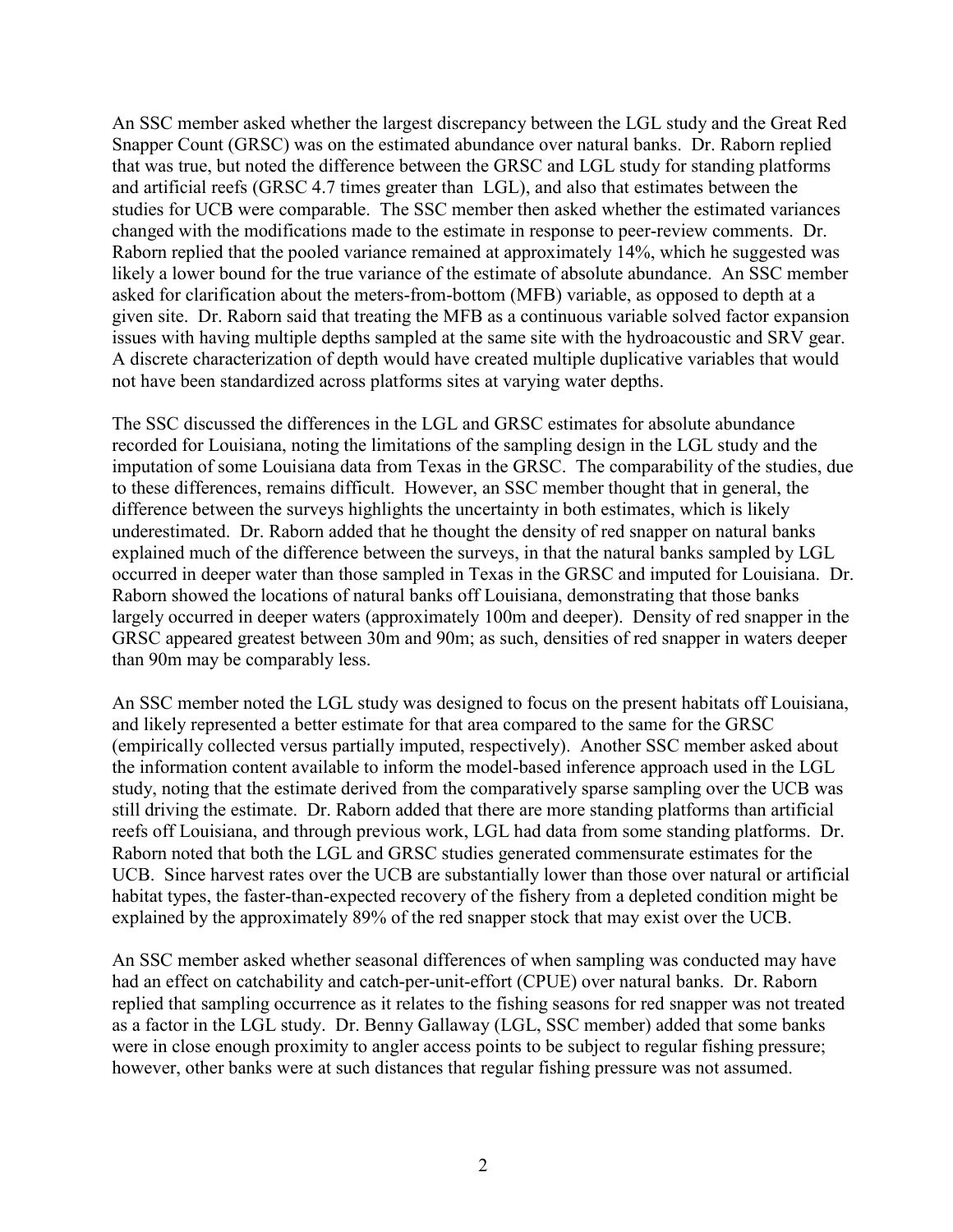An SSC member asked whether the largest discrepancy between the LGL study and the Great Red Snapper Count (GRSC) was on the estimated abundance over natural banks. Dr. Raborn replied that was true, but noted the difference between the GRSC and LGL study for standing platforms and artificial reefs (GRSC 4.7 times greater than LGL), and also that estimates between the studies for UCB were comparable. The SSC member then asked whether the estimated variances changed with the modifications made to the estimate in response to peer-review comments. Dr. Raborn replied that the pooled variance remained at approximately 14%, which he suggested was likely a lower bound for the true variance of the estimate of absolute abundance. An SSC member asked for clarification about the meters-from-bottom (MFB) variable, as opposed to depth at a given site. Dr. Raborn said that treating the MFB as a continuous variable solved factor expansion issues with having multiple depths sampled at the same site with the hydroacoustic and SRV gear. A discrete characterization of depth would have created multiple duplicative variables that would not have been standardized across platforms sites at varying water depths.

The SSC discussed the differences in the LGL and GRSC estimates for absolute abundance recorded for Louisiana, noting the limitations of the sampling design in the LGL study and the imputation of some Louisiana data from Texas in the GRSC. The comparability of the studies, due to these differences, remains difficult. However, an SSC member thought that in general, the difference between the surveys highlights the uncertainty in both estimates, which is likely underestimated. Dr. Raborn added that he thought the density of red snapper on natural banks explained much of the difference between the surveys, in that the natural banks sampled by LGL occurred in deeper water than those sampled in Texas in the GRSC and imputed for Louisiana. Dr. Raborn showed the locations of natural banks off Louisiana, demonstrating that those banks largely occurred in deeper waters (approximately 100m and deeper). Density of red snapper in the GRSC appeared greatest between 30m and 90m; as such, densities of red snapper in waters deeper than 90m may be comparably less.

An SSC member noted the LGL study was designed to focus on the present habitats off Louisiana, and likely represented a better estimate for that area compared to the same for the GRSC (empirically collected versus partially imputed, respectively). Another SSC member asked about the information content available to inform the model-based inference approach used in the LGL study, noting that the estimate derived from the comparatively sparse sampling over the UCB was still driving the estimate. Dr. Raborn added that there are more standing platforms than artificial reefs off Louisiana, and through previous work, LGL had data from some standing platforms. Dr. Raborn noted that both the LGL and GRSC studies generated commensurate estimates for the UCB. Since harvest rates over the UCB are substantially lower than those over natural or artificial habitat types, the faster-than-expected recovery of the fishery from a depleted condition might be explained by the approximately 89% of the red snapper stock that may exist over the UCB.

An SSC member asked whether seasonal differences of when sampling was conducted may have had an effect on catchability and catch-per-unit-effort (CPUE) over natural banks. Dr. Raborn replied that sampling occurrence as it relates to the fishing seasons for red snapper was not treated as a factor in the LGL study. Dr. Benny Gallaway (LGL, SSC member) added that some banks were in close enough proximity to angler access points to be subject to regular fishing pressure; however, other banks were at such distances that regular fishing pressure was not assumed.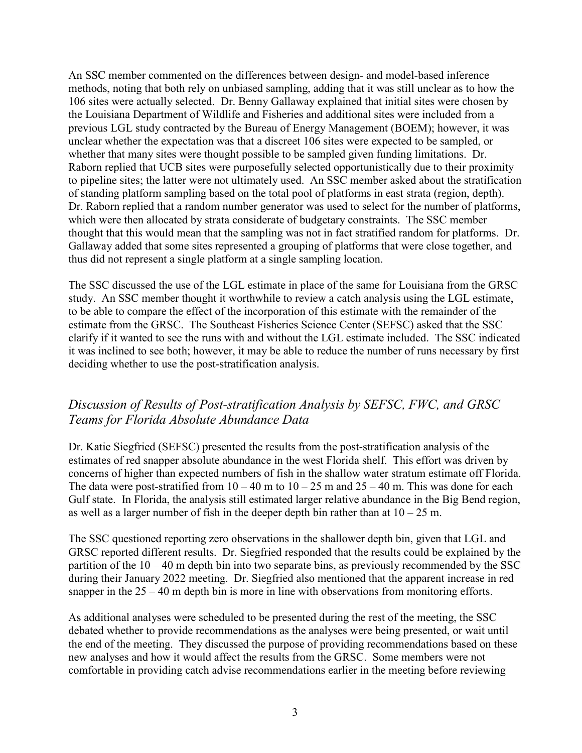An SSC member commented on the differences between design- and model-based inference methods, noting that both rely on unbiased sampling, adding that it was still unclear as to how the 106 sites were actually selected. Dr. Benny Gallaway explained that initial sites were chosen by the Louisiana Department of Wildlife and Fisheries and additional sites were included from a previous LGL study contracted by the Bureau of Energy Management (BOEM); however, it was unclear whether the expectation was that a discreet 106 sites were expected to be sampled, or whether that many sites were thought possible to be sampled given funding limitations. Dr. Raborn replied that UCB sites were purposefully selected opportunistically due to their proximity to pipeline sites; the latter were not ultimately used. An SSC member asked about the stratification of standing platform sampling based on the total pool of platforms in east strata (region, depth). Dr. Raborn replied that a random number generator was used to select for the number of platforms, which were then allocated by strata considerate of budgetary constraints. The SSC member thought that this would mean that the sampling was not in fact stratified random for platforms. Dr. Gallaway added that some sites represented a grouping of platforms that were close together, and thus did not represent a single platform at a single sampling location.

The SSC discussed the use of the LGL estimate in place of the same for Louisiana from the GRSC study. An SSC member thought it worthwhile to review a catch analysis using the LGL estimate, to be able to compare the effect of the incorporation of this estimate with the remainder of the estimate from the GRSC. The Southeast Fisheries Science Center (SEFSC) asked that the SSC clarify if it wanted to see the runs with and without the LGL estimate included. The SSC indicated it was inclined to see both; however, it may be able to reduce the number of runs necessary by first deciding whether to use the post-stratification analysis.

## *Discussion of Results of Post-stratification Analysis by SEFSC, FWC, and GRSC Teams for Florida Absolute Abundance Data*

Dr. Katie Siegfried (SEFSC) presented the results from the post-stratification analysis of the estimates of red snapper absolute abundance in the west Florida shelf. This effort was driven by concerns of higher than expected numbers of fish in the shallow water stratum estimate off Florida. The data were post-stratified from 10 – 40 m to 10 – 25 m and 25 – 40 m. This was done for each Gulf state. In Florida, the analysis still estimated larger relative abundance in the Big Bend region, as well as a larger number of fish in the deeper depth bin rather than at 10 – 25 m.

The SSC questioned reporting zero observations in the shallower depth bin, given that LGL and GRSC reported different results. Dr. Siegfried responded that the results could be explained by the partition of the 10 – 40 m depth bin into two separate bins, as previously recommended by the SSC during their January 2022 meeting. Dr. Siegfried also mentioned that the apparent increase in red snapper in the 25 – 40 m depth bin is more in line with observations from monitoring efforts.

As additional analyses were scheduled to be presented during the rest of the meeting, the SSC debated whether to provide recommendations as the analyses were being presented, or wait until the end of the meeting. They discussed the purpose of providing recommendations based on these new analyses and how it would affect the results from the GRSC. Some members were not comfortable in providing catch advise recommendations earlier in the meeting before reviewing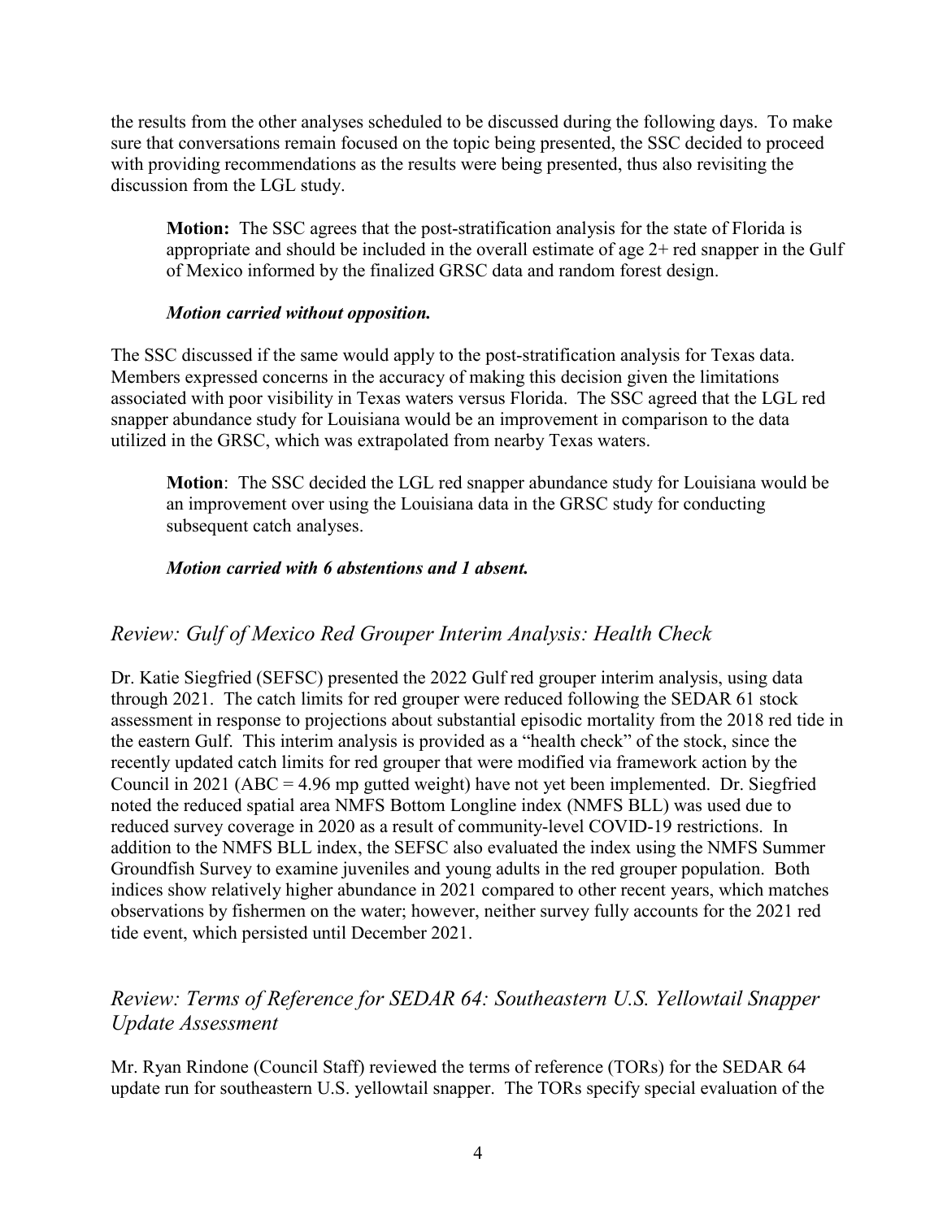the results from the other analyses scheduled to be discussed during the following days. To make sure that conversations remain focused on the topic being presented, the SSC decided to proceed with providing recommendations as the results were being presented, thus also revisiting the discussion from the LGL study.

> **Motion:** The SSC agrees that the post-stratification analysis for the state of Florida is appropriate and should be included in the overall estimate of age 2+ red snapper in the Gulf of Mexico informed by the finalized GRSC data and random forest design.
>
> ***Motion carried without opposition.***

The SSC discussed if the same would apply to the post-stratification analysis for Texas data. Members expressed concerns in the accuracy of making this decision given the limitations associated with poor visibility in Texas waters versus Florida. The SSC agreed that the LGL red snapper abundance study for Louisiana would be an improvement in comparison to the data utilized in the GRSC, which was extrapolated from nearby Texas waters.

> **Motion**: The SSC decided the LGL red snapper abundance study for Louisiana would be an improvement over using the Louisiana data in the GRSC study for conducting subsequent catch analyses.
>
> ***Motion carried with 6 abstentions and 1 absent.***

## *Review: Gulf of Mexico Red Grouper Interim Analysis: Health Check*

Dr. Katie Siegfried (SEFSC) presented the 2022 Gulf red grouper interim analysis, using data through 2021. The catch limits for red grouper were reduced following the SEDAR 61 stock assessment in response to projections about substantial episodic mortality from the 2018 red tide in the eastern Gulf. This interim analysis is provided as a "health check" of the stock, since the recently updated catch limits for red grouper that were modified via framework action by the Council in 2021 (ABC = 4.96 mp gutted weight) have not yet been implemented. Dr. Siegfried noted the reduced spatial area NMFS Bottom Longline index (NMFS BLL) was used due to reduced survey coverage in 2020 as a result of community-level COVID-19 restrictions. In addition to the NMFS BLL index, the SEFSC also evaluated the index using the NMFS Summer Groundfish Survey to examine juveniles and young adults in the red grouper population. Both indices show relatively higher abundance in 2021 compared to other recent years, which matches observations by fishermen on the water; however, neither survey fully accounts for the 2021 red tide event, which persisted until December 2021.

## *Review: Terms of Reference for SEDAR 64: Southeastern U.S. Yellowtail Snapper Update Assessment*

Mr. Ryan Rindone (Council Staff) reviewed the terms of reference (TORs) for the SEDAR 64 update run for southeastern U.S. yellowtail snapper. The TORs specify special evaluation of the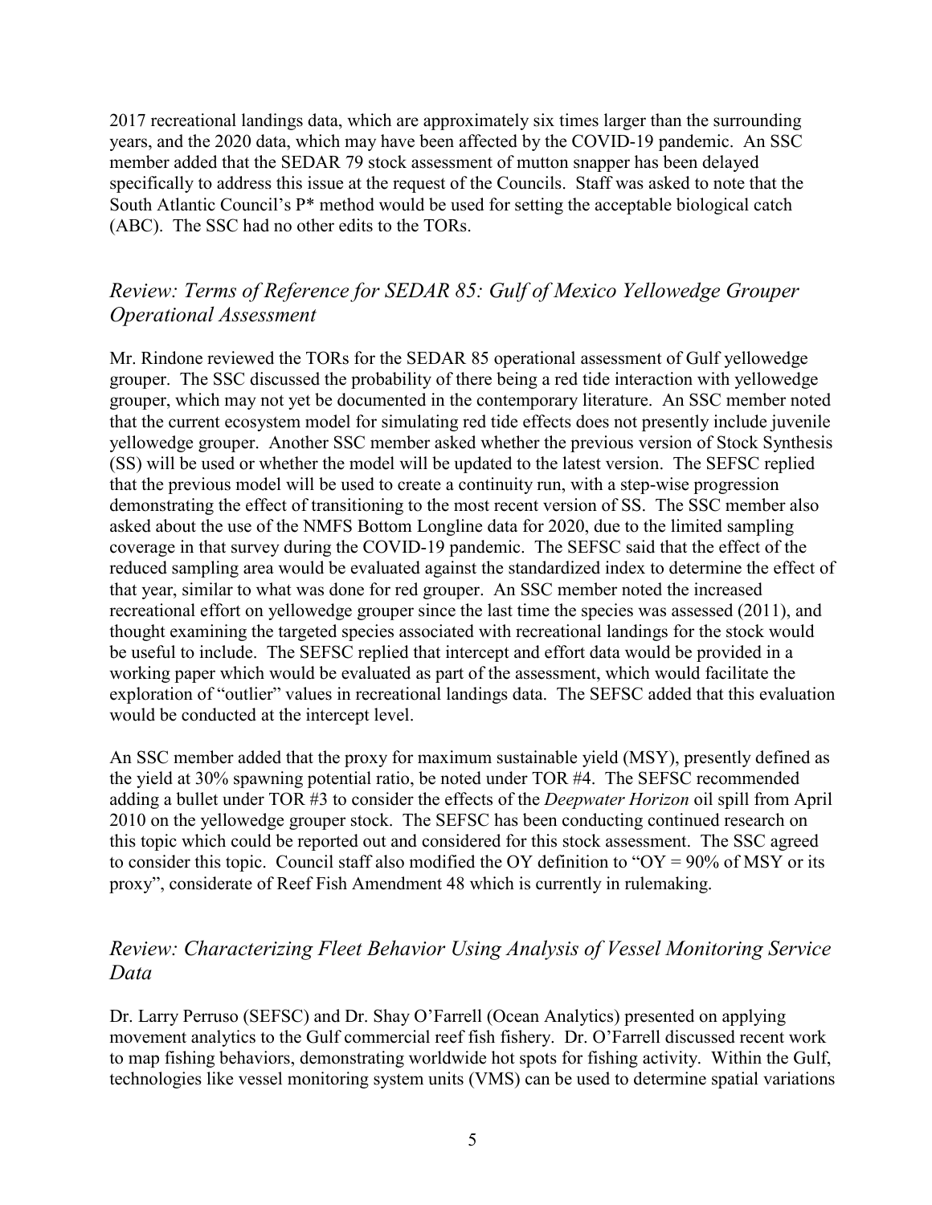2017 recreational landings data, which are approximately six times larger than the surrounding years, and the 2020 data, which may have been affected by the COVID-19 pandemic. An SSC member added that the SEDAR 79 stock assessment of mutton snapper has been delayed specifically to address this issue at the request of the Councils. Staff was asked to note that the South Atlantic Council's P* method would be used for setting the acceptable biological catch (ABC). The SSC had no other edits to the TORs.

## *Review: Terms of Reference for SEDAR 85: Gulf of Mexico Yellowedge Grouper Operational Assessment*

Mr. Rindone reviewed the TORs for the SEDAR 85 operational assessment of Gulf yellowedge grouper. The SSC discussed the probability of there being a red tide interaction with yellowedge grouper, which may not yet be documented in the contemporary literature. An SSC member noted that the current ecosystem model for simulating red tide effects does not presently include juvenile yellowedge grouper. Another SSC member asked whether the previous version of Stock Synthesis (SS) will be used or whether the model will be updated to the latest version. The SEFSC replied that the previous model will be used to create a continuity run, with a step-wise progression demonstrating the effect of transitioning to the most recent version of SS. The SSC member also asked about the use of the NMFS Bottom Longline data for 2020, due to the limited sampling coverage in that survey during the COVID-19 pandemic. The SEFSC said that the effect of the reduced sampling area would be evaluated against the standardized index to determine the effect of that year, similar to what was done for red grouper. An SSC member noted the increased recreational effort on yellowedge grouper since the last time the species was assessed (2011), and thought examining the targeted species associated with recreational landings for the stock would be useful to include. The SEFSC replied that intercept and effort data would be provided in a working paper which would be evaluated as part of the assessment, which would facilitate the exploration of "outlier" values in recreational landings data. The SEFSC added that this evaluation would be conducted at the intercept level.

An SSC member added that the proxy for maximum sustainable yield (MSY), presently defined as the yield at 30% spawning potential ratio, be noted under TOR #4. The SEFSC recommended adding a bullet under TOR #3 to consider the effects of the *Deepwater Horizon* oil spill from April 2010 on the yellowedge grouper stock. The SEFSC has been conducting continued research on this topic which could be reported out and considered for this stock assessment. The SSC agreed to consider this topic. Council staff also modified the OY definition to "OY = 90% of MSY or its proxy", considerate of Reef Fish Amendment 48 which is currently in rulemaking.

## *Review: Characterizing Fleet Behavior Using Analysis of Vessel Monitoring Service Data*

Dr. Larry Perruso (SEFSC) and Dr. Shay O'Farrell (Ocean Analytics) presented on applying movement analytics to the Gulf commercial reef fish fishery. Dr. O'Farrell discussed recent work to map fishing behaviors, demonstrating worldwide hot spots for fishing activity. Within the Gulf, technologies like vessel monitoring system units (VMS) can be used to determine spatial variations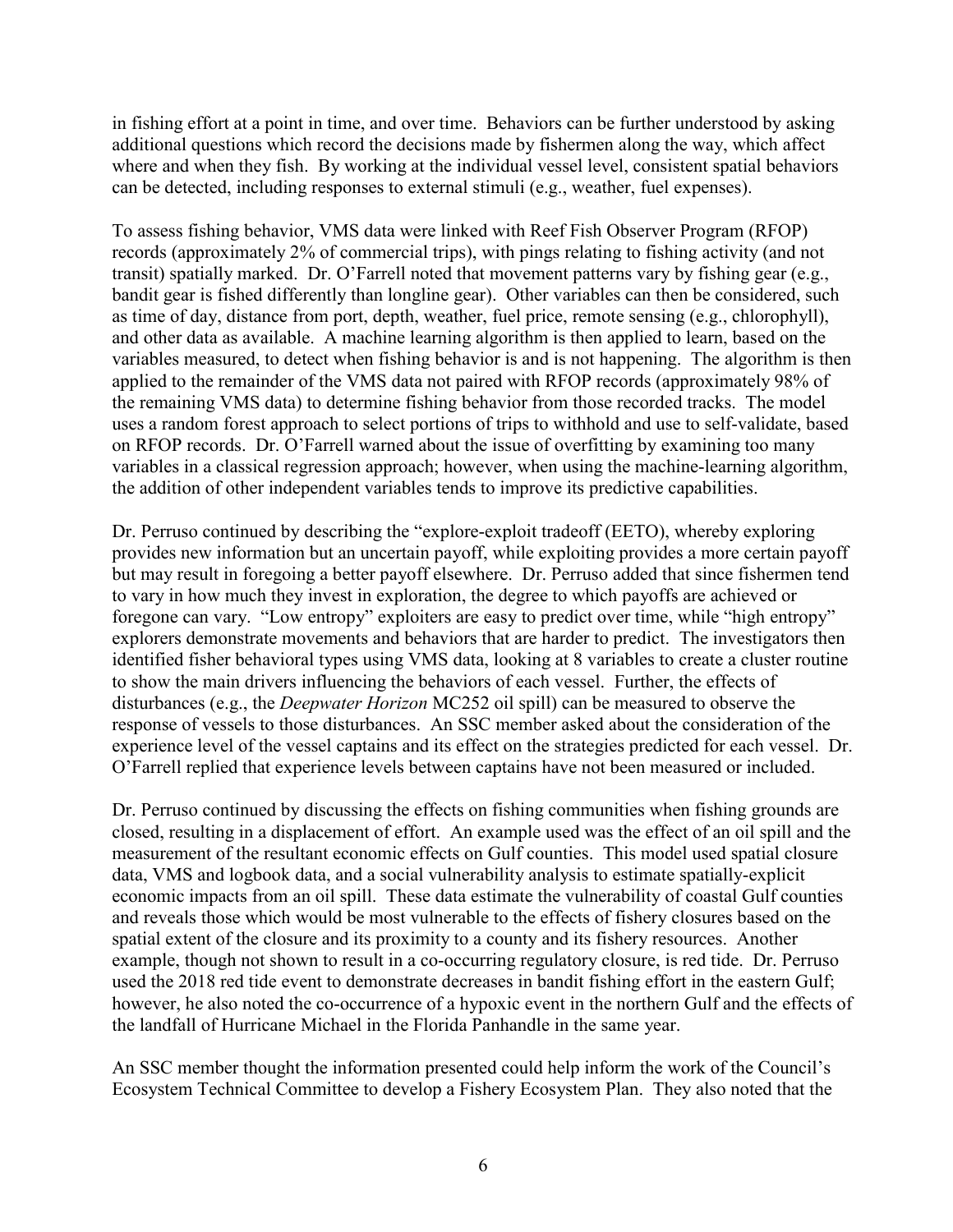in fishing effort at a point in time, and over time. Behaviors can be further understood by asking additional questions which record the decisions made by fishermen along the way, which affect where and when they fish. By working at the individual vessel level, consistent spatial behaviors can be detected, including responses to external stimuli (e.g., weather, fuel expenses).

To assess fishing behavior, VMS data were linked with Reef Fish Observer Program (RFOP) records (approximately 2% of commercial trips), with pings relating to fishing activity (and not transit) spatially marked. Dr. O'Farrell noted that movement patterns vary by fishing gear (e.g., bandit gear is fished differently than longline gear). Other variables can then be considered, such as time of day, distance from port, depth, weather, fuel price, remote sensing (e.g., chlorophyll), and other data as available. A machine learning algorithm is then applied to learn, based on the variables measured, to detect when fishing behavior is and is not happening. The algorithm is then applied to the remainder of the VMS data not paired with RFOP records (approximately 98% of the remaining VMS data) to determine fishing behavior from those recorded tracks. The model uses a random forest approach to select portions of trips to withhold and use to self-validate, based on RFOP records. Dr. O'Farrell warned about the issue of overfitting by examining too many variables in a classical regression approach; however, when using the machine-learning algorithm, the addition of other independent variables tends to improve its predictive capabilities.

Dr. Perruso continued by describing the "explore-exploit tradeoff (EETO), whereby exploring provides new information but an uncertain payoff, while exploiting provides a more certain payoff but may result in foregoing a better payoff elsewhere. Dr. Perruso added that since fishermen tend to vary in how much they invest in exploration, the degree to which payoffs are achieved or foregone can vary. "Low entropy" exploiters are easy to predict over time, while "high entropy" explorers demonstrate movements and behaviors that are harder to predict. The investigators then identified fisher behavioral types using VMS data, looking at 8 variables to create a cluster routine to show the main drivers influencing the behaviors of each vessel. Further, the effects of disturbances (e.g., the *Deepwater Horizon* MC252 oil spill) can be measured to observe the response of vessels to those disturbances. An SSC member asked about the consideration of the experience level of the vessel captains and its effect on the strategies predicted for each vessel. Dr. O'Farrell replied that experience levels between captains have not been measured or included.

Dr. Perruso continued by discussing the effects on fishing communities when fishing grounds are closed, resulting in a displacement of effort. An example used was the effect of an oil spill and the measurement of the resultant economic effects on Gulf counties. This model used spatial closure data, VMS and logbook data, and a social vulnerability analysis to estimate spatially-explicit economic impacts from an oil spill. These data estimate the vulnerability of coastal Gulf counties and reveals those which would be most vulnerable to the effects of fishery closures based on the spatial extent of the closure and its proximity to a county and its fishery resources. Another example, though not shown to result in a co-occurring regulatory closure, is red tide. Dr. Perruso used the 2018 red tide event to demonstrate decreases in bandit fishing effort in the eastern Gulf; however, he also noted the co-occurrence of a hypoxic event in the northern Gulf and the effects of the landfall of Hurricane Michael in the Florida Panhandle in the same year.

An SSC member thought the information presented could help inform the work of the Council's Ecosystem Technical Committee to develop a Fishery Ecosystem Plan. They also noted that the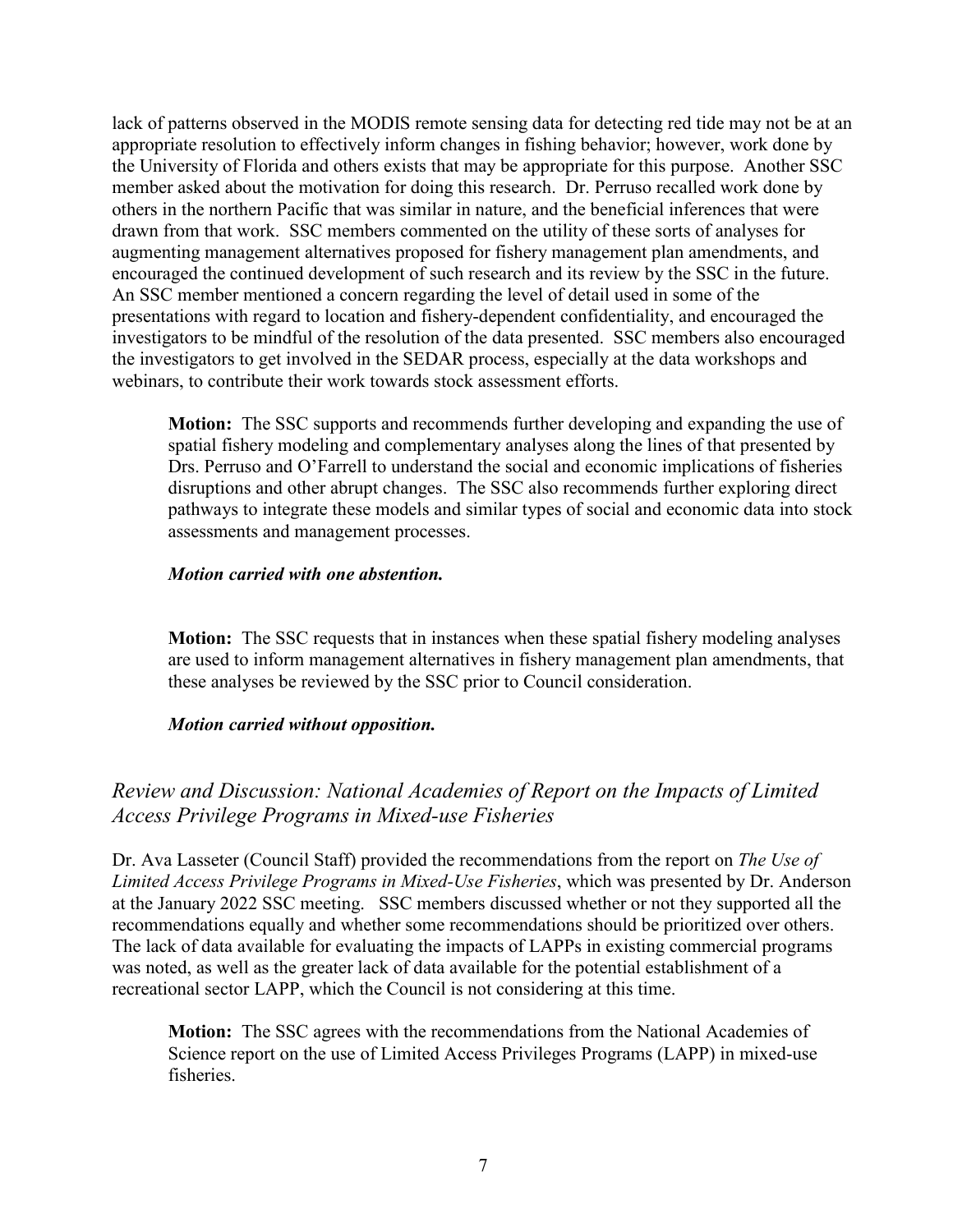lack of patterns observed in the MODIS remote sensing data for detecting red tide may not be at an appropriate resolution to effectively inform changes in fishing behavior; however, work done by the University of Florida and others exists that may be appropriate for this purpose. Another SSC member asked about the motivation for doing this research. Dr. Perruso recalled work done by others in the northern Pacific that was similar in nature, and the beneficial inferences that were drawn from that work. SSC members commented on the utility of these sorts of analyses for augmenting management alternatives proposed for fishery management plan amendments, and encouraged the continued development of such research and its review by the SSC in the future. An SSC member mentioned a concern regarding the level of detail used in some of the presentations with regard to location and fishery-dependent confidentiality, and encouraged the investigators to be mindful of the resolution of the data presented. SSC members also encouraged the investigators to get involved in the SEDAR process, especially at the data workshops and webinars, to contribute their work towards stock assessment efforts.

> **Motion:** The SSC supports and recommends further developing and expanding the use of spatial fishery modeling and complementary analyses along the lines of that presented by Drs. Perruso and O'Farrell to understand the social and economic implications of fisheries disruptions and other abrupt changes. The SSC also recommends further exploring direct pathways to integrate these models and similar types of social and economic data into stock assessments and management processes.
>
> ***Motion carried with one abstention.***

> **Motion:** The SSC requests that in instances when these spatial fishery modeling analyses are used to inform management alternatives in fishery management plan amendments, that these analyses be reviewed by the SSC prior to Council consideration.
>
> ***Motion carried without opposition.***

## *Review and Discussion: National Academies of Report on the Impacts of Limited Access Privilege Programs in Mixed-use Fisheries*

Dr. Ava Lasseter (Council Staff) provided the recommendations from the report on *The Use of Limited Access Privilege Programs in Mixed-Use Fisheries*, which was presented by Dr. Anderson at the January 2022 SSC meeting. SSC members discussed whether or not they supported all the recommendations equally and whether some recommendations should be prioritized over others. The lack of data available for evaluating the impacts of LAPPs in existing commercial programs was noted, as well as the greater lack of data available for the potential establishment of a recreational sector LAPP, which the Council is not considering at this time.

> **Motion:** The SSC agrees with the recommendations from the National Academies of Science report on the use of Limited Access Privileges Programs (LAPP) in mixed-use fisheries.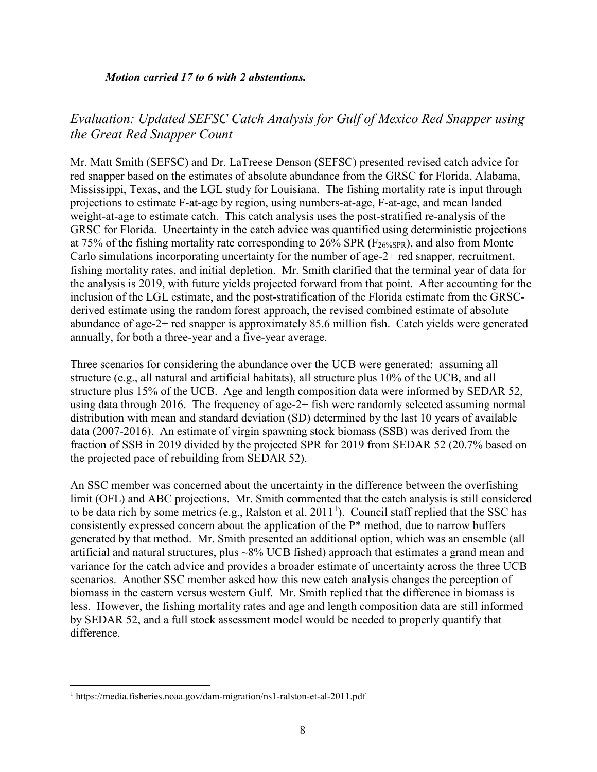***Motion carried 17 to 6 with 2 abstentions.***

## *Evaluation: Updated SEFSC Catch Analysis for Gulf of Mexico Red Snapper using the Great Red Snapper Count*

Mr. Matt Smith (SEFSC) and Dr. LaTreese Denson (SEFSC) presented revised catch advice for red snapper based on the estimates of absolute abundance from the GRSC for Florida, Alabama, Mississippi, Texas, and the LGL study for Louisiana. The fishing mortality rate is input through projections to estimate F-at-age by region, using numbers-at-age, F-at-age, and mean landed weight-at-age to estimate catch. This catch analysis uses the post-stratified re-analysis of the GRSC for Florida. Uncertainty in the catch advice was quantified using deterministic projections at 75% of the fishing mortality rate corresponding to 26% SPR ($F_{26\%SPR}$), and also from Monte Carlo simulations incorporating uncertainty for the number of age-2+ red snapper, recruitment, fishing mortality rates, and initial depletion. Mr. Smith clarified that the terminal year of data for the analysis is 2019, with future yields projected forward from that point. After accounting for the inclusion of the LGL estimate, and the post-stratification of the Florida estimate from the GRSC-derived estimate using the random forest approach, the revised combined estimate of absolute abundance of age-2+ red snapper is approximately 85.6 million fish. Catch yields were generated annually, for both a three-year and a five-year average.

Three scenarios for considering the abundance over the UCB were generated: assuming all structure (e.g., all natural and artificial habitats), all structure plus 10% of the UCB, and all structure plus 15% of the UCB. Age and length composition data were informed by SEDAR 52, using data through 2016. The frequency of age-2+ fish were randomly selected assuming normal distribution with mean and standard deviation (SD) determined by the last 10 years of available data (2007-2016). An estimate of virgin spawning stock biomass (SSB) was derived from the fraction of SSB in 2019 divided by the projected SPR for 2019 from SEDAR 52 (20.7% based on the projected pace of rebuilding from SEDAR 52).

An SSC member was concerned about the uncertainty in the difference between the overfishing limit (OFL) and ABC projections. Mr. Smith commented that the catch analysis is still considered to be data rich by some metrics (e.g., Ralston et al. 2011[1]). Council staff replied that the SSC has consistently expressed concern about the application of the P* method, due to narrow buffers generated by that method. Mr. Smith presented an additional option, which was an ensemble (all artificial and natural structures, plus ~8% UCB fished) approach that estimates a grand mean and variance for the catch advice and provides a broader estimate of uncertainty across the three UCB scenarios. Another SSC member asked how this new catch analysis changes the perception of biomass in the eastern versus western Gulf. Mr. Smith replied that the difference in biomass is less. However, the fishing mortality rates and age and length composition data are still informed by SEDAR 52, and a full stock assessment model would be needed to properly quantify that difference.

---

[1] https://media.fisheries.noaa.gov/dam-migration/ns1-ralston-et-al-2011.pdf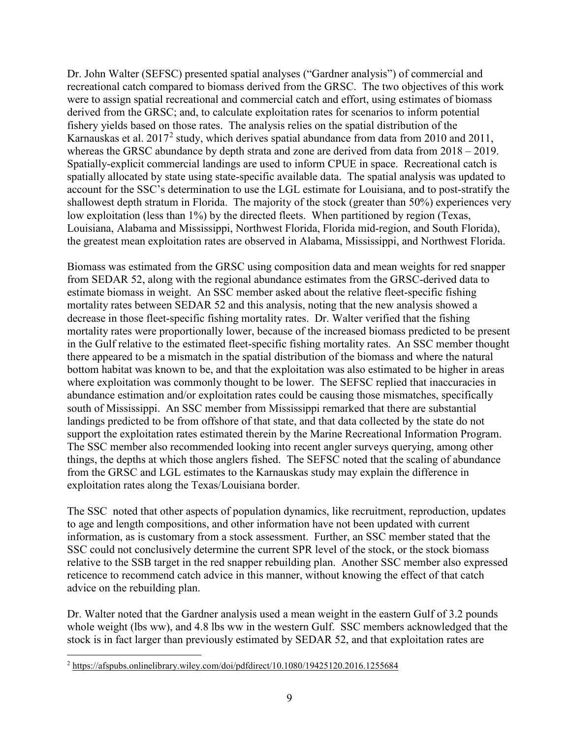Dr. John Walter (SEFSC) presented spatial analyses ("Gardner analysis") of commercial and recreational catch compared to biomass derived from the GRSC. The two objectives of this work were to assign spatial recreational and commercial catch and effort, using estimates of biomass derived from the GRSC; and, to calculate exploitation rates for scenarios to inform potential fishery yields based on those rates. The analysis relies on the spatial distribution of the Karnauskas et al. 2017[2] study, which derives spatial abundance from data from 2010 and 2011, whereas the GRSC abundance by depth strata and zone are derived from data from 2018 – 2019. Spatially-explicit commercial landings are used to inform CPUE in space. Recreational catch is spatially allocated by state using state-specific available data. The spatial analysis was updated to account for the SSC's determination to use the LGL estimate for Louisiana, and to post-stratify the shallowest depth stratum in Florida. The majority of the stock (greater than 50%) experiences very low exploitation (less than 1%) by the directed fleets. When partitioned by region (Texas, Louisiana, Alabama and Mississippi, Northwest Florida, Florida mid-region, and South Florida), the greatest mean exploitation rates are observed in Alabama, Mississippi, and Northwest Florida.

Biomass was estimated from the GRSC using composition data and mean weights for red snapper from SEDAR 52, along with the regional abundance estimates from the GRSC-derived data to estimate biomass in weight. An SSC member asked about the relative fleet-specific fishing mortality rates between SEDAR 52 and this analysis, noting that the new analysis showed a decrease in those fleet-specific fishing mortality rates. Dr. Walter verified that the fishing mortality rates were proportionally lower, because of the increased biomass predicted to be present in the Gulf relative to the estimated fleet-specific fishing mortality rates. An SSC member thought there appeared to be a mismatch in the spatial distribution of the biomass and where the natural bottom habitat was known to be, and that the exploitation was also estimated to be higher in areas where exploitation was commonly thought to be lower. The SEFSC replied that inaccuracies in abundance estimation and/or exploitation rates could be causing those mismatches, specifically south of Mississippi. An SSC member from Mississippi remarked that there are substantial landings predicted to be from offshore of that state, and that data collected by the state do not support the exploitation rates estimated therein by the Marine Recreational Information Program. The SSC member also recommended looking into recent angler surveys querying, among other things, the depths at which those anglers fished. The SEFSC noted that the scaling of abundance from the GRSC and LGL estimates to the Karnauskas study may explain the difference in exploitation rates along the Texas/Louisiana border.

The SSC noted that other aspects of population dynamics, like recruitment, reproduction, updates to age and length compositions, and other information have not been updated with current information, as is customary from a stock assessment. Further, an SSC member stated that the SSC could not conclusively determine the current SPR level of the stock, or the stock biomass relative to the SSB target in the red snapper rebuilding plan. Another SSC member also expressed reticence to recommend catch advice in this manner, without knowing the effect of that catch advice on the rebuilding plan.

Dr. Walter noted that the Gardner analysis used a mean weight in the eastern Gulf of 3.2 pounds whole weight (lbs ww), and 4.8 lbs ww in the western Gulf. SSC members acknowledged that the stock is in fact larger than previously estimated by SEDAR 52, and that exploitation rates are

[2] https://afspubs.onlinelibrary.wiley.com/doi/pdfdirect/10.1080/19425120.2016.1255684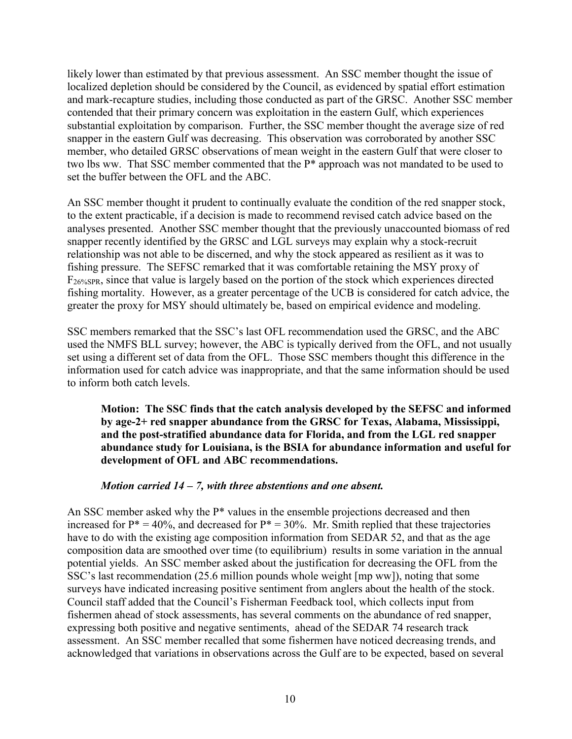likely lower than estimated by that previous assessment. An SSC member thought the issue of localized depletion should be considered by the Council, as evidenced by spatial effort estimation and mark-recapture studies, including those conducted as part of the GRSC. Another SSC member contended that their primary concern was exploitation in the eastern Gulf, which experiences substantial exploitation by comparison. Further, the SSC member thought the average size of red snapper in the eastern Gulf was decreasing. This observation was corroborated by another SSC member, who detailed GRSC observations of mean weight in the eastern Gulf that were closer to two lbs ww. That SSC member commented that the P* approach was not mandated to be used to set the buffer between the OFL and the ABC.

An SSC member thought it prudent to continually evaluate the condition of the red snapper stock, to the extent practicable, if a decision is made to recommend revised catch advice based on the analyses presented. Another SSC member thought that the previously unaccounted biomass of red snapper recently identified by the GRSC and LGL surveys may explain why a stock-recruit relationship was not able to be discerned, and why the stock appeared as resilient as it was to fishing pressure. The SEFSC remarked that it was comfortable retaining the MSY proxy of $F_{26\%SPR}$, since that value is largely based on the portion of the stock which experiences directed fishing mortality. However, as a greater percentage of the UCB is considered for catch advice, the greater the proxy for MSY should ultimately be, based on empirical evidence and modeling.

SSC members remarked that the SSC's last OFL recommendation used the GRSC, and the ABC used the NMFS BLL survey; however, the ABC is typically derived from the OFL, and not usually set using a different set of data from the OFL. Those SSC members thought this difference in the information used for catch advice was inappropriate, and that the same information should be used to inform both catch levels.

> **Motion: The SSC finds that the catch analysis developed by the SEFSC and informed by age-2+ red snapper abundance from the GRSC for Texas, Alabama, Mississippi, and the post-stratified abundance data for Florida, and from the LGL red snapper abundance study for Louisiana, is the BSIA for abundance information and useful for development of OFL and ABC recommendations.**
>
> ***Motion carried 14 – 7, with three abstentions and one absent.***

An SSC member asked why the P* values in the ensemble projections decreased and then increased for P* = 40%, and decreased for P* = 30%. Mr. Smith replied that these trajectories have to do with the existing age composition information from SEDAR 52, and that as the age composition data are smoothed over time (to equilibrium) results in some variation in the annual potential yields. An SSC member asked about the justification for decreasing the OFL from the SSC's last recommendation (25.6 million pounds whole weight [mp ww]), noting that some surveys have indicated increasing positive sentiment from anglers about the health of the stock. Council staff added that the Council's Fisherman Feedback tool, which collects input from fishermen ahead of stock assessments, has several comments on the abundance of red snapper, expressing both positive and negative sentiments, ahead of the SEDAR 74 research track assessment. An SSC member recalled that some fishermen have noticed decreasing trends, and acknowledged that variations in observations across the Gulf are to be expected, based on several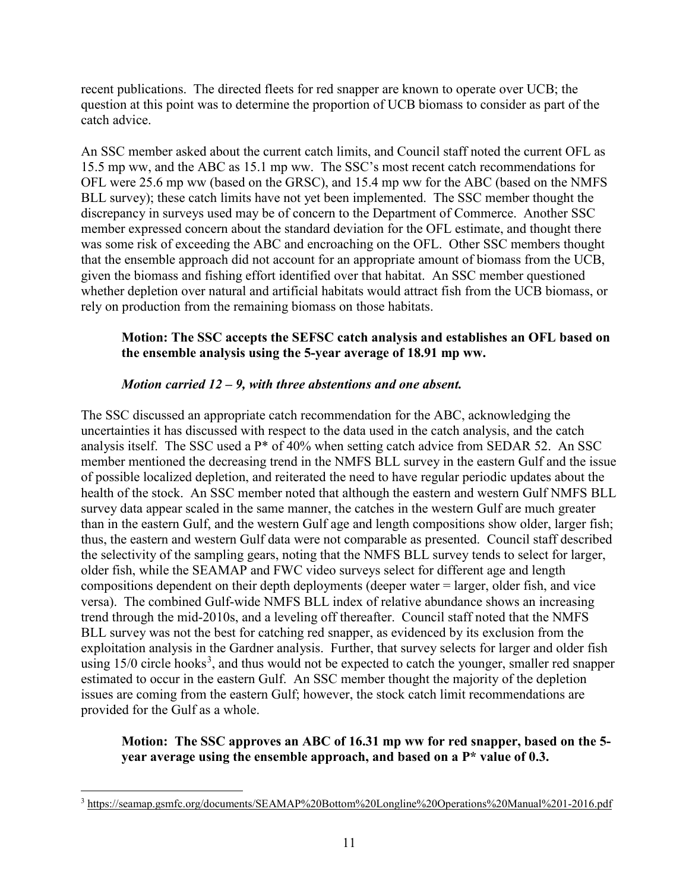recent publications. The directed fleets for red snapper are known to operate over UCB; the question at this point was to determine the proportion of UCB biomass to consider as part of the catch advice.

An SSC member asked about the current catch limits, and Council staff noted the current OFL as 15.5 mp ww, and the ABC as 15.1 mp ww. The SSC's most recent catch recommendations for OFL were 25.6 mp ww (based on the GRSC), and 15.4 mp ww for the ABC (based on the NMFS BLL survey); these catch limits have not yet been implemented. The SSC member thought the discrepancy in surveys used may be of concern to the Department of Commerce. Another SSC member expressed concern about the standard deviation for the OFL estimate, and thought there was some risk of exceeding the ABC and encroaching on the OFL. Other SSC members thought that the ensemble approach did not account for an appropriate amount of biomass from the UCB, given the biomass and fishing effort identified over that habitat. An SSC member questioned whether depletion over natural and artificial habitats would attract fish from the UCB biomass, or rely on production from the remaining biomass on those habitats.

> **Motion: The SSC accepts the SEFSC catch analysis and establishes an OFL based on the ensemble analysis using the 5-year average of 18.91 mp ww.**
>
> ***Motion carried 12 – 9, with three abstentions and one absent.***

The SSC discussed an appropriate catch recommendation for the ABC, acknowledging the uncertainties it has discussed with respect to the data used in the catch analysis, and the catch analysis itself. The SSC used a P* of 40% when setting catch advice from SEDAR 52. An SSC member mentioned the decreasing trend in the NMFS BLL survey in the eastern Gulf and the issue of possible localized depletion, and reiterated the need to have regular periodic updates about the health of the stock. An SSC member noted that although the eastern and western Gulf NMFS BLL survey data appear scaled in the same manner, the catches in the western Gulf are much greater than in the eastern Gulf, and the western Gulf age and length compositions show older, larger fish; thus, the eastern and western Gulf data were not comparable as presented. Council staff described the selectivity of the sampling gears, noting that the NMFS BLL survey tends to select for larger, older fish, while the SEAMAP and FWC video surveys select for different age and length compositions dependent on their depth deployments (deeper water = larger, older fish, and vice versa). The combined Gulf-wide NMFS BLL index of relative abundance shows an increasing trend through the mid-2010s, and a leveling off thereafter. Council staff noted that the NMFS BLL survey was not the best for catching red snapper, as evidenced by its exclusion from the exploitation analysis in the Gardner analysis. Further, that survey selects for larger and older fish using 15/0 circle hooks[3], and thus would not be expected to catch the younger, smaller red snapper estimated to occur in the eastern Gulf. An SSC member thought the majority of the depletion issues are coming from the eastern Gulf; however, the stock catch limit recommendations are provided for the Gulf as a whole.

> **Motion: The SSC approves an ABC of 16.31 mp ww for red snapper, based on the 5-year average using the ensemble approach, and based on a P* value of 0.3.**

---

[3] https://seamap.gsmfc.org/documents/SEAMAP%20Bottom%20Longline%20Operations%20Manual%201-2016.pdf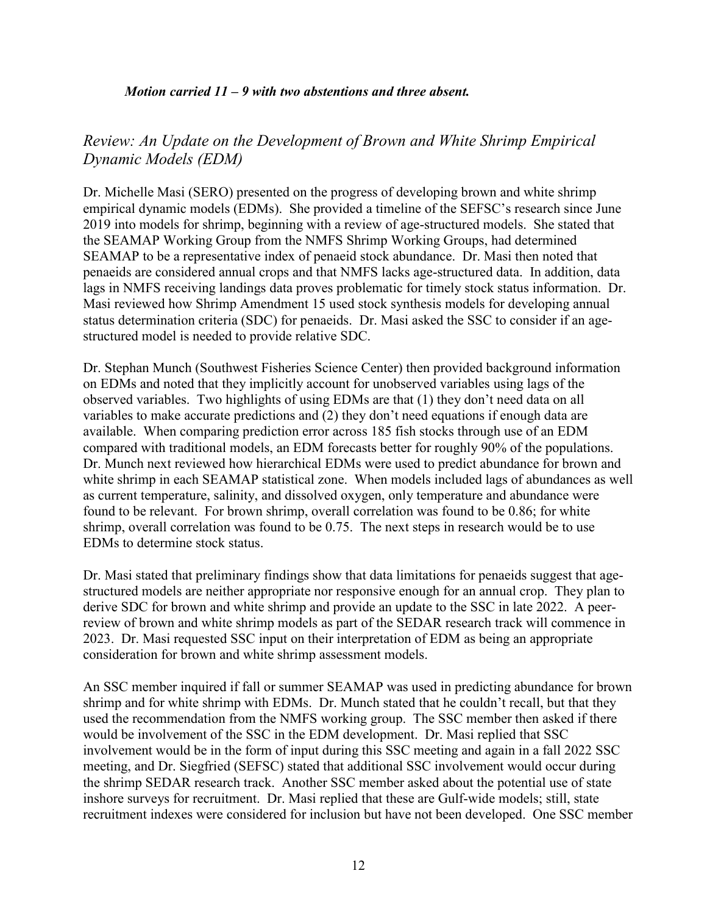*Motion carried 11 – 9 with two abstentions and three absent.*

## *Review: An Update on the Development of Brown and White Shrimp Empirical Dynamic Models (EDM)*

Dr. Michelle Masi (SERO) presented on the progress of developing brown and white shrimp empirical dynamic models (EDMs). She provided a timeline of the SEFSC's research since June 2019 into models for shrimp, beginning with a review of age-structured models. She stated that the SEAMAP Working Group from the NMFS Shrimp Working Groups, had determined SEAMAP to be a representative index of penaeid stock abundance. Dr. Masi then noted that penaeids are considered annual crops and that NMFS lacks age-structured data. In addition, data lags in NMFS receiving landings data proves problematic for timely stock status information. Dr. Masi reviewed how Shrimp Amendment 15 used stock synthesis models for developing annual status determination criteria (SDC) for penaeids. Dr. Masi asked the SSC to consider if an age-structured model is needed to provide relative SDC.

Dr. Stephan Munch (Southwest Fisheries Science Center) then provided background information on EDMs and noted that they implicitly account for unobserved variables using lags of the observed variables. Two highlights of using EDMs are that (1) they don't need data on all variables to make accurate predictions and (2) they don't need equations if enough data are available. When comparing prediction error across 185 fish stocks through use of an EDM compared with traditional models, an EDM forecasts better for roughly 90% of the populations. Dr. Munch next reviewed how hierarchical EDMs were used to predict abundance for brown and white shrimp in each SEAMAP statistical zone. When models included lags of abundances as well as current temperature, salinity, and dissolved oxygen, only temperature and abundance were found to be relevant. For brown shrimp, overall correlation was found to be 0.86; for white shrimp, overall correlation was found to be 0.75. The next steps in research would be to use EDMs to determine stock status.

Dr. Masi stated that preliminary findings show that data limitations for penaeids suggest that age-structured models are neither appropriate nor responsive enough for an annual crop. They plan to derive SDC for brown and white shrimp and provide an update to the SSC in late 2022. A peer-review of brown and white shrimp models as part of the SEDAR research track will commence in 2023. Dr. Masi requested SSC input on their interpretation of EDM as being an appropriate consideration for brown and white shrimp assessment models.

An SSC member inquired if fall or summer SEAMAP was used in predicting abundance for brown shrimp and for white shrimp with EDMs. Dr. Munch stated that he couldn't recall, but that they used the recommendation from the NMFS working group. The SSC member then asked if there would be involvement of the SSC in the EDM development. Dr. Masi replied that SSC involvement would be in the form of input during this SSC meeting and again in a fall 2022 SSC meeting, and Dr. Siegfried (SEFSC) stated that additional SSC involvement would occur during the shrimp SEDAR research track. Another SSC member asked about the potential use of state inshore surveys for recruitment. Dr. Masi replied that these are Gulf-wide models; still, state recruitment indexes were considered for inclusion but have not been developed. One SSC member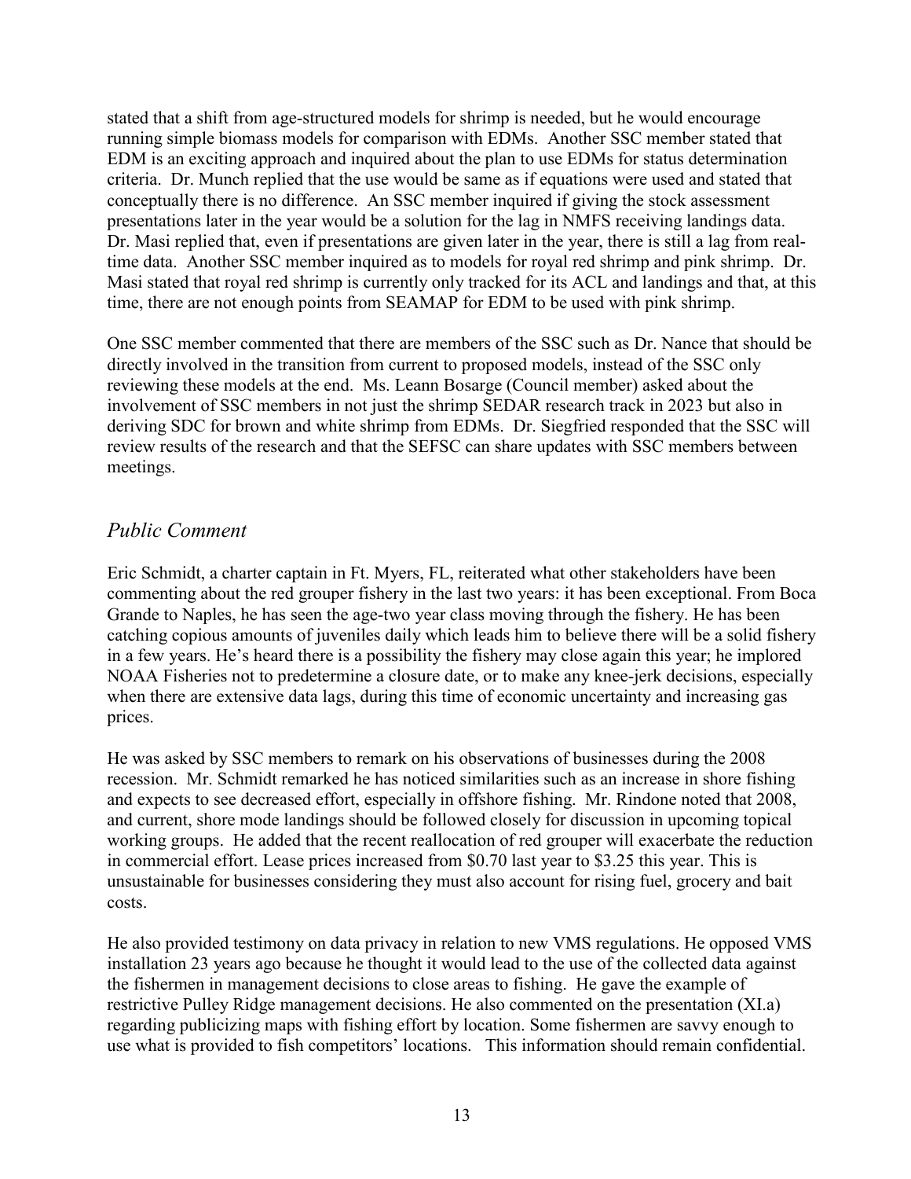stated that a shift from age-structured models for shrimp is needed, but he would encourage running simple biomass models for comparison with EDMs. Another SSC member stated that EDM is an exciting approach and inquired about the plan to use EDMs for status determination criteria. Dr. Munch replied that the use would be same as if equations were used and stated that conceptually there is no difference. An SSC member inquired if giving the stock assessment presentations later in the year would be a solution for the lag in NMFS receiving landings data. Dr. Masi replied that, even if presentations are given later in the year, there is still a lag from real-time data. Another SSC member inquired as to models for royal red shrimp and pink shrimp. Dr. Masi stated that royal red shrimp is currently only tracked for its ACL and landings and that, at this time, there are not enough points from SEAMAP for EDM to be used with pink shrimp.

One SSC member commented that there are members of the SSC such as Dr. Nance that should be directly involved in the transition from current to proposed models, instead of the SSC only reviewing these models at the end. Ms. Leann Bosarge (Council member) asked about the involvement of SSC members in not just the shrimp SEDAR research track in 2023 but also in deriving SDC for brown and white shrimp from EDMs. Dr. Siegfried responded that the SSC will review results of the research and that the SEFSC can share updates with SSC members between meetings.

## *Public Comment*

Eric Schmidt, a charter captain in Ft. Myers, FL, reiterated what other stakeholders have been commenting about the red grouper fishery in the last two years: it has been exceptional. From Boca Grande to Naples, he has seen the age-two year class moving through the fishery. He has been catching copious amounts of juveniles daily which leads him to believe there will be a solid fishery in a few years. He's heard there is a possibility the fishery may close again this year; he implored NOAA Fisheries not to predetermine a closure date, or to make any knee-jerk decisions, especially when there are extensive data lags, during this time of economic uncertainty and increasing gas prices.

He was asked by SSC members to remark on his observations of businesses during the 2008 recession. Mr. Schmidt remarked he has noticed similarities such as an increase in shore fishing and expects to see decreased effort, especially in offshore fishing. Mr. Rindone noted that 2008, and current, shore mode landings should be followed closely for discussion in upcoming topical working groups. He added that the recent reallocation of red grouper will exacerbate the reduction in commercial effort. Lease prices increased from $0.70 last year to $3.25 this year. This is unsustainable for businesses considering they must also account for rising fuel, grocery and bait costs.

He also provided testimony on data privacy in relation to new VMS regulations. He opposed VMS installation 23 years ago because he thought it would lead to the use of the collected data against the fishermen in management decisions to close areas to fishing. He gave the example of restrictive Pulley Ridge management decisions. He also commented on the presentation (XI.a) regarding publicizing maps with fishing effort by location. Some fishermen are savvy enough to use what is provided to fish competitors' locations. This information should remain confidential.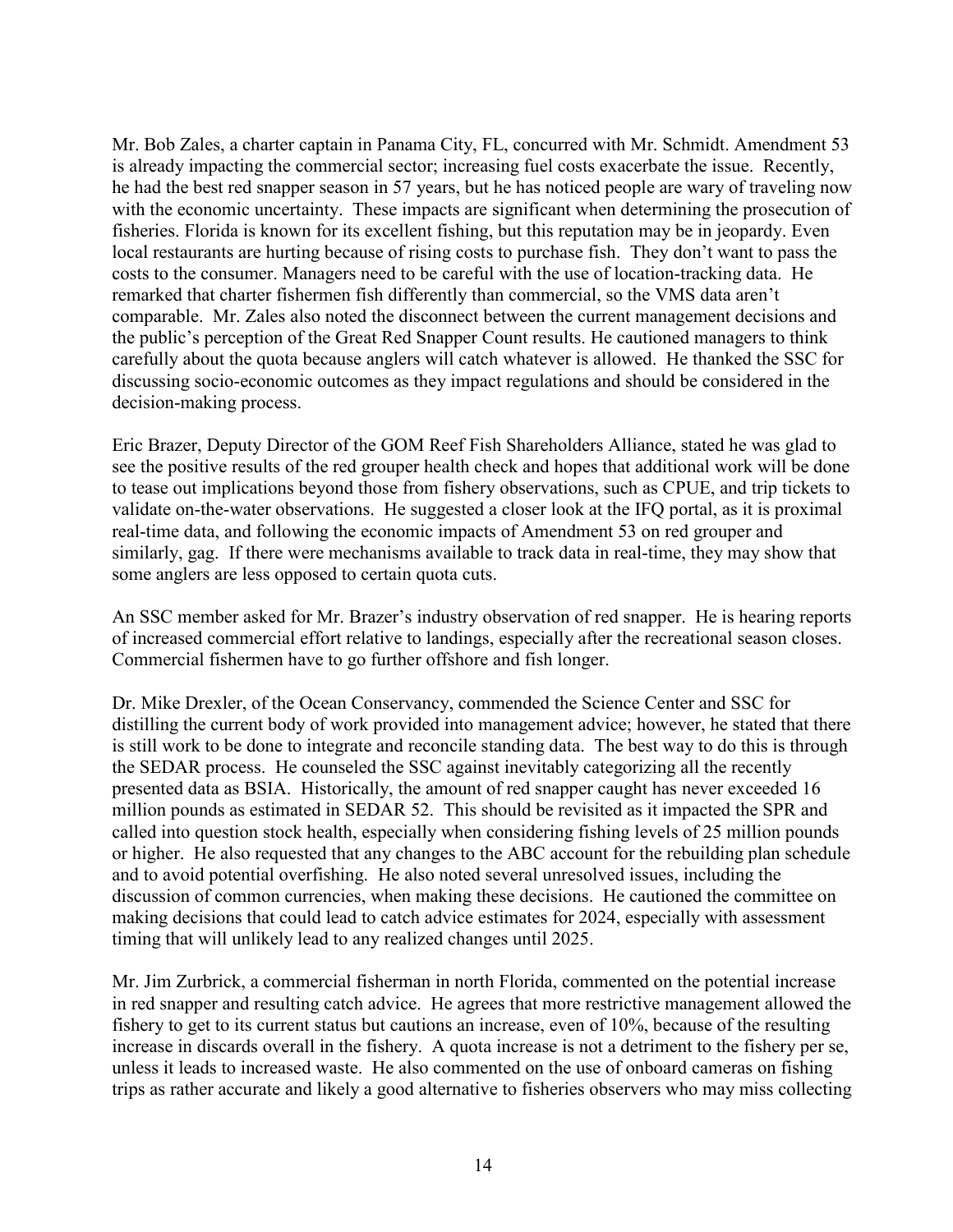Mr. Bob Zales, a charter captain in Panama City, FL, concurred with Mr. Schmidt. Amendment 53 is already impacting the commercial sector; increasing fuel costs exacerbate the issue. Recently, he had the best red snapper season in 57 years, but he has noticed people are wary of traveling now with the economic uncertainty. These impacts are significant when determining the prosecution of fisheries. Florida is known for its excellent fishing, but this reputation may be in jeopardy. Even local restaurants are hurting because of rising costs to purchase fish. They don't want to pass the costs to the consumer. Managers need to be careful with the use of location-tracking data. He remarked that charter fishermen fish differently than commercial, so the VMS data aren't comparable. Mr. Zales also noted the disconnect between the current management decisions and the public's perception of the Great Red Snapper Count results. He cautioned managers to think carefully about the quota because anglers will catch whatever is allowed. He thanked the SSC for discussing socio-economic outcomes as they impact regulations and should be considered in the decision-making process.

Eric Brazer, Deputy Director of the GOM Reef Fish Shareholders Alliance, stated he was glad to see the positive results of the red grouper health check and hopes that additional work will be done to tease out implications beyond those from fishery observations, such as CPUE, and trip tickets to validate on-the-water observations. He suggested a closer look at the IFQ portal, as it is proximal real-time data, and following the economic impacts of Amendment 53 on red grouper and similarly, gag. If there were mechanisms available to track data in real-time, they may show that some anglers are less opposed to certain quota cuts.

An SSC member asked for Mr. Brazer's industry observation of red snapper. He is hearing reports of increased commercial effort relative to landings, especially after the recreational season closes. Commercial fishermen have to go further offshore and fish longer.

Dr. Mike Drexler, of the Ocean Conservancy, commended the Science Center and SSC for distilling the current body of work provided into management advice; however, he stated that there is still work to be done to integrate and reconcile standing data. The best way to do this is through the SEDAR process. He counseled the SSC against inevitably categorizing all the recently presented data as BSIA. Historically, the amount of red snapper caught has never exceeded 16 million pounds as estimated in SEDAR 52. This should be revisited as it impacted the SPR and called into question stock health, especially when considering fishing levels of 25 million pounds or higher. He also requested that any changes to the ABC account for the rebuilding plan schedule and to avoid potential overfishing. He also noted several unresolved issues, including the discussion of common currencies, when making these decisions. He cautioned the committee on making decisions that could lead to catch advice estimates for 2024, especially with assessment timing that will unlikely lead to any realized changes until 2025.

Mr. Jim Zurbrick, a commercial fisherman in north Florida, commented on the potential increase in red snapper and resulting catch advice. He agrees that more restrictive management allowed the fishery to get to its current status but cautions an increase, even of 10%, because of the resulting increase in discards overall in the fishery. A quota increase is not a detriment to the fishery per se, unless it leads to increased waste. He also commented on the use of onboard cameras on fishing trips as rather accurate and likely a good alternative to fisheries observers who may miss collecting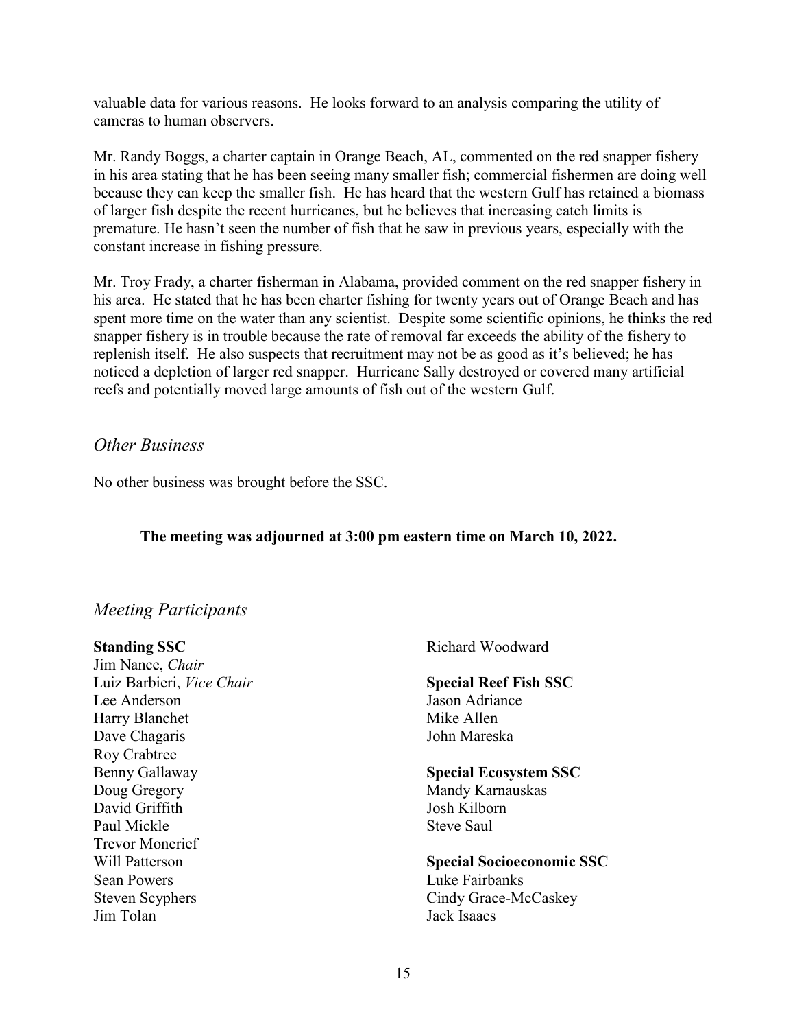valuable data for various reasons. He looks forward to an analysis comparing the utility of cameras to human observers.

Mr. Randy Boggs, a charter captain in Orange Beach, AL, commented on the red snapper fishery in his area stating that he has been seeing many smaller fish; commercial fishermen are doing well because they can keep the smaller fish. He has heard that the western Gulf has retained a biomass of larger fish despite the recent hurricanes, but he believes that increasing catch limits is premature. He hasn't seen the number of fish that he saw in previous years, especially with the constant increase in fishing pressure.

Mr. Troy Frady, a charter fisherman in Alabama, provided comment on the red snapper fishery in his area. He stated that he has been charter fishing for twenty years out of Orange Beach and has spent more time on the water than any scientist. Despite some scientific opinions, he thinks the red snapper fishery is in trouble because the rate of removal far exceeds the ability of the fishery to replenish itself. He also suspects that recruitment may not be as good as it's believed; he has noticed a depletion of larger red snapper. Hurricane Sally destroyed or covered many artificial reefs and potentially moved large amounts of fish out of the western Gulf.

## *Other Business*

No other business was brought before the SSC.

**The meeting was adjourned at 3:00 pm eastern time on March 10, 2022.**

## *Meeting Participants*

**Standing SSC**
Jim Nance, *Chair*
Luiz Barbieri, *Vice Chair*
Lee Anderson
Harry Blanchet
Dave Chagaris
Roy Crabtree
Benny Gallaway
Doug Gregory
David Griffith
Paul Mickle
Trevor Moncrief
Will Patterson
Sean Powers
Steven Scyphers
Jim Tolan
Richard Woodward

**Special Reef Fish SSC**
Jason Adriance
Mike Allen
John Mareska

**Special Ecosystem SSC**
Mandy Karnauskas
Josh Kilborn
Steve Saul

**Special Socioeconomic SSC**
Luke Fairbanks
Cindy Grace-McCaskey
Jack Isaacs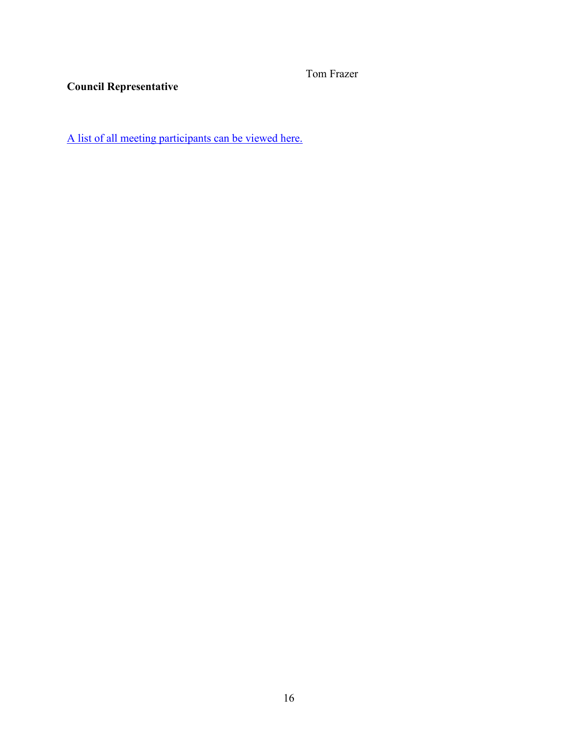| | |
|---|---|
| **Council Representative** | Tom Frazer |

A list of all meeting participants can be viewed here.